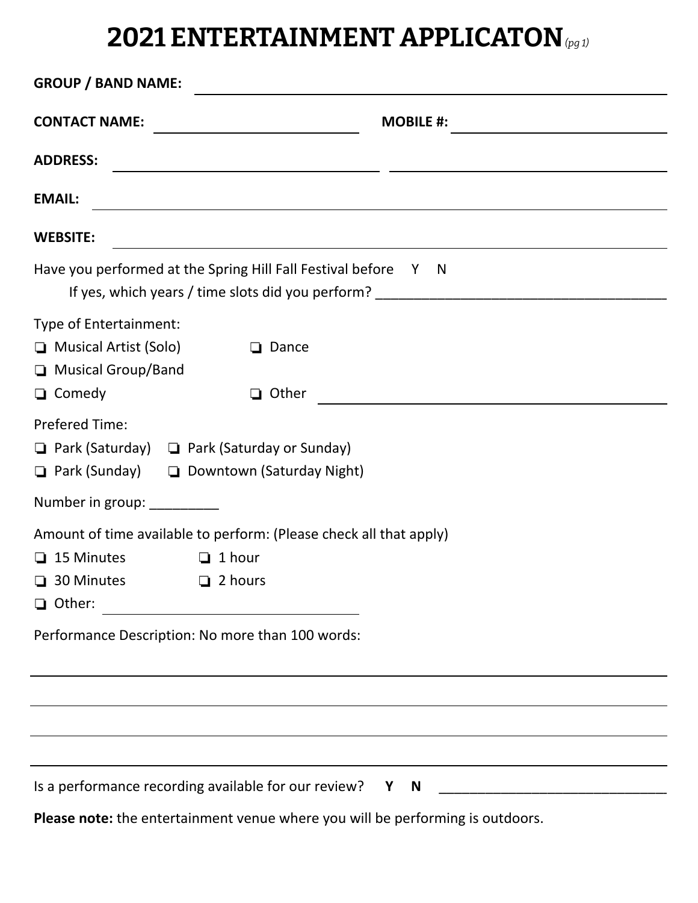# 2021 ENTERTAINMENT APPLICATON *(pg 1)*

**GROUP / BAND NAME:** ______________________________________________

**CONTACT NAME:** ________________________ **MOBILE #:** ________________________

**ADDRESS:** ______________________________ ______________________________

**EMAIL:** ______________________________________________

**WEBSITE:** ______________________________________________

Have you performed at the Spring Hill Fall Festival before Y N

If yes, which years / time slots did you perform? ______________________________________

Type of Entertainment:

- ❏ Musical Artist (Solo)
- ❏ Dance
- ❏ Musical Group/Band
- ❏ Comedy
- ❏ Other ______________________________

Prefered Time:

- ❏ Park (Saturday)
- ❏ Park (Saturday or Sunday)
- ❏ Park (Sunday)
- ❏ Downtown (Saturday Night)

Number in group: _________

Amount of time available to perform: (Please check all that apply)

- ❏ 15 Minutes
- ❏ 1 hour
- ❏ 30 Minutes
- ❏ 2 hours
- ❏ Other: ______________________________

Performance Description: No more than 100 words:

______________________________________________

______________________________________________

______________________________________________

______________________________________________

Is a performance recording available for our review? **Y N** ______________________________

**Please note:** the entertainment venue where you will be performing is outdoors.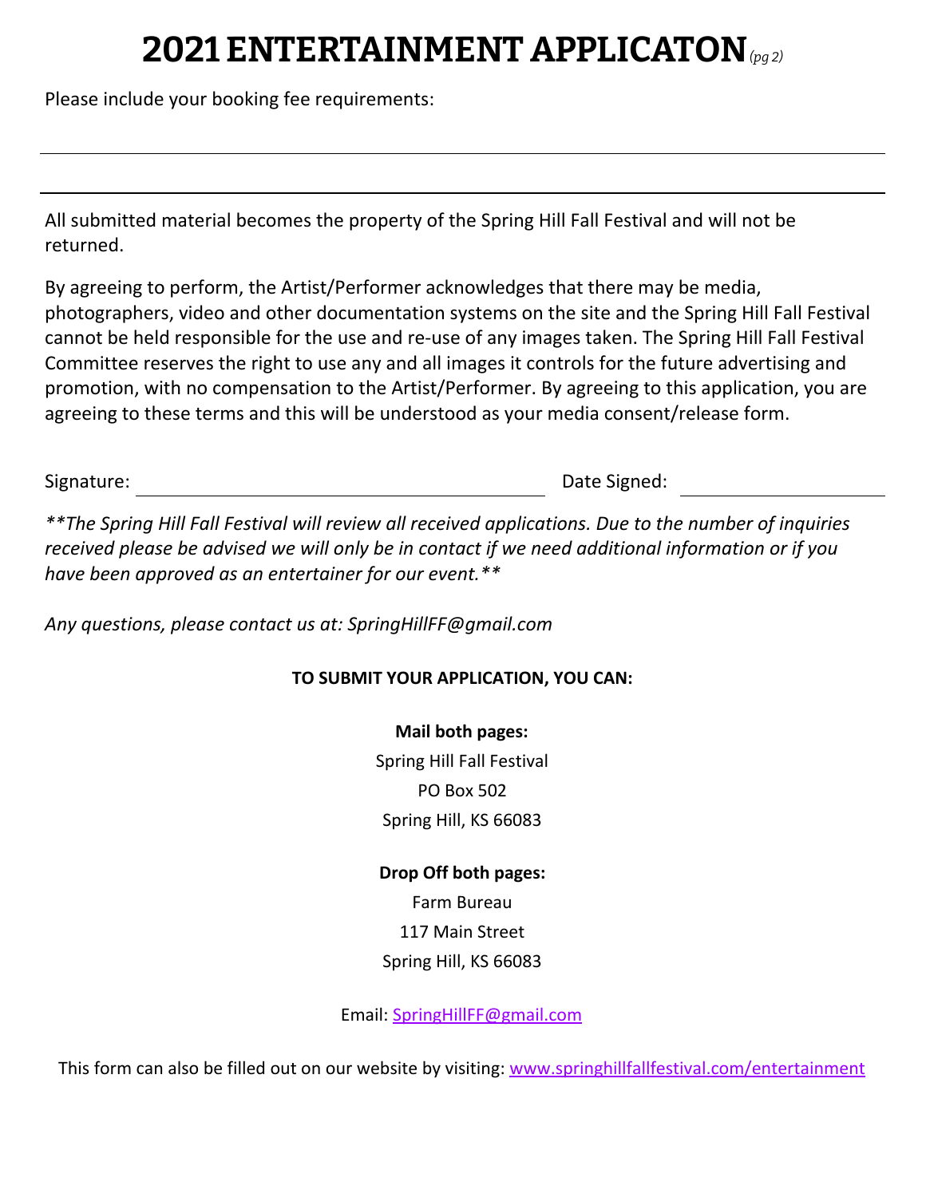# 2021 ENTERTAINMENT APPLICATON *(pg 2)*

Please include your booking fee requirements:

\_\_\_\_\_\_\_\_\_\_\_\_\_\_\_\_\_\_\_\_\_\_\_\_\_\_\_\_\_\_\_\_\_\_\_\_\_\_\_\_\_\_\_\_\_\_\_\_\_\_\_\_\_\_\_\_\_\_\_\_

\_\_\_\_\_\_\_\_\_\_\_\_\_\_\_\_\_\_\_\_\_\_\_\_\_\_\_\_\_\_\_\_\_\_\_\_\_\_\_\_\_\_\_\_\_\_\_\_\_\_\_\_\_\_\_\_\_\_\_\_

All submitted material becomes the property of the Spring Hill Fall Festival and will not be returned.

By agreeing to perform, the Artist/Performer acknowledges that there may be media, photographers, video and other documentation systems on the site and the Spring Hill Fall Festival cannot be held responsible for the use and re-use of any images taken. The Spring Hill Fall Festival Committee reserves the right to use any and all images it controls for the future advertising and promotion, with no compensation to the Artist/Performer. By agreeing to this application, you are agreeing to these terms and this will be understood as your media consent/release form.

Signature: \_\_\_\_\_\_\_\_\_\_\_\_\_\_\_\_\_\_\_\_\_\_\_\_\_\_\_\_\_\_\_\_ Date Signed: \_\_\_\_\_\_\_\_\_\_\_\_\_\_\_\_

*\*\*The Spring Hill Fall Festival will review all received applications. Due to the number of inquiries received please be advised we will only be in contact if we need additional information or if you have been approved as an entertainer for our event.\*\**

*Any questions, please contact us at: SpringHillFF@gmail.com*

**TO SUBMIT YOUR APPLICATION, YOU CAN:**

**Mail both pages:**

Spring Hill Fall Festival  
PO Box 502  
Spring Hill, KS 66083

**Drop Off both pages:**

Farm Bureau  
117 Main Street  
Spring Hill, KS 66083

Email: SpringHillFF@gmail.com

This form can also be filled out on our website by visiting: www.springhillfallfestival.com/entertainment